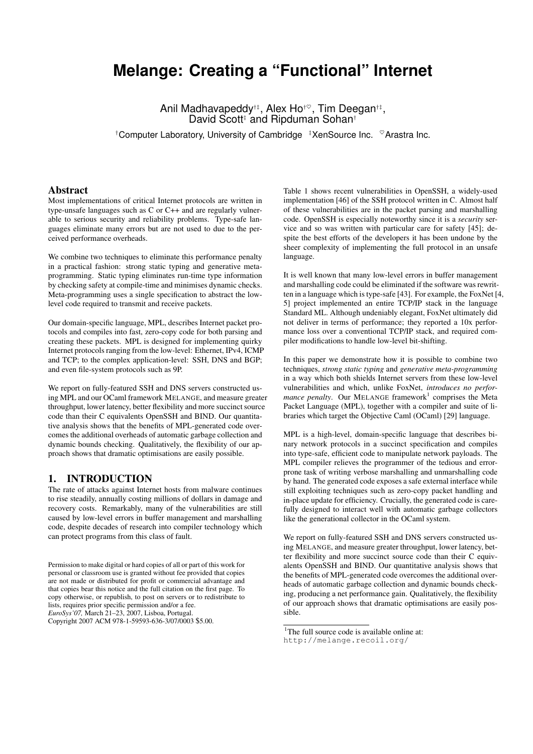# Melange: Creating a "Functional" Internet

Anil Madhavapeddy[†‡], Alex Ho[†♡], Tim Deegan[†‡],
David Scott[‡] and Ripduman Sohan[†]

[†]Computer Laboratory, University of Cambridge [‡]XenSource Inc. [♡]Arastra Inc.

## Abstract

Most implementations of critical Internet protocols are written in type-unsafe languages such as C or C++ and are regularly vulnerable to serious security and reliability problems. Type-safe languages eliminate many errors but are not used to due to the perceived performance overheads.

We combine two techniques to eliminate this performance penalty in a practical fashion: strong static typing and generative meta-programming. Static typing eliminates run-time type information by checking safety at compile-time and minimises dynamic checks. Meta-programming uses a single specification to abstract the low-level code required to transmit and receive packets.

Our domain-specific language, MPL, describes Internet packet protocols and compiles into fast, zero-copy code for both parsing and creating these packets. MPL is designed for implementing quirky Internet protocols ranging from the low-level: Ethernet, IPv4, ICMP and TCP; to the complex application-level: SSH, DNS and BGP; and even file-system protocols such as 9P.

We report on fully-featured SSH and DNS servers constructed using MPL and our OCaml framework MELANGE, and measure greater throughput, lower latency, better flexibility and more succinct source code than their C equivalents OpenSSH and BIND. Our quantitative analysis shows that the benefits of MPL-generated code overcomes the additional overheads of automatic garbage collection and dynamic bounds checking. Qualitatively, the flexibility of our approach shows that dramatic optimisations are easily possible.

## 1. INTRODUCTION

The rate of attacks against Internet hosts from malware continues to rise steadily, annually costing millions of dollars in damage and recovery costs. Remarkably, many of the vulnerabilities are still caused by low-level errors in buffer management and marshalling code, despite decades of research into compiler technology which can protect programs from this class of fault.

Permission to make digital or hard copies of all or part of this work for personal or classroom use is granted without fee provided that copies are not made or distributed for profit or commercial advantage and that copies bear this notice and the full citation on the first page. To copy otherwise, or republish, to post on servers or to redistribute to lists, requires prior specific permission and/or a fee.
*EuroSys'07,* March 21–23, 2007, Lisboa, Portugal.
Copyright 2007 ACM 978-1-59593-636-3/07/0003 $5.00.

Table 1 shows recent vulnerabilities in OpenSSH, a widely-used implementation [46] of the SSH protocol written in C. Almost half of these vulnerabilities are in the packet parsing and marshalling code. OpenSSH is especially noteworthy since it is a *security* service and so was written with particular care for safety [45]; despite the best efforts of the developers it has been undone by the sheer complexity of implementing the full protocol in an unsafe language.

It is well known that many low-level errors in buffer management and marshalling code could be eliminated if the software was rewritten in a language which is type-safe [43]. For example, the FoxNet [4, 5] project implemented an entire TCP/IP stack in the language Standard ML. Although undeniably elegant, FoxNet ultimately did not deliver in terms of performance; they reported a 10x performance loss over a conventional TCP/IP stack, and required compiler modifications to handle low-level bit-shifting.

In this paper we demonstrate how it is possible to combine two techniques, *strong static typing* and *generative meta-programming* in a way which both shields Internet servers from these low-level vulnerabilities and which, unlike FoxNet, *introduces no performance penalty*. Our MELANGE framework[1] comprises the Meta Packet Language (MPL), together with a compiler and suite of libraries which target the Objective Caml (OCaml) [29] language.

MPL is a high-level, domain-specific language that describes binary network protocols in a succinct specification and compiles into type-safe, efficient code to manipulate network payloads. The MPL compiler relieves the programmer of the tedious and error-prone task of writing verbose marshalling and unmarshalling code by hand. The generated code exposes a safe external interface while still exploiting techniques such as zero-copy packet handling and in-place update for efficiency. Crucially, the generated code is carefully designed to interact well with automatic garbage collectors like the generational collector in the OCaml system.

We report on fully-featured SSH and DNS servers constructed using MELANGE, and measure greater throughput, lower latency, better flexibility and more succinct source code than their C equivalents OpenSSH and BIND. Our quantitative analysis shows that the benefits of MPL-generated code overcomes the additional overheads of automatic garbage collection and dynamic bounds checking, producing a net performance gain. Qualitatively, the flexibility of our approach shows that dramatic optimisations are easily possible.

[1]The full source code is available online at: http://melange.recoil.org/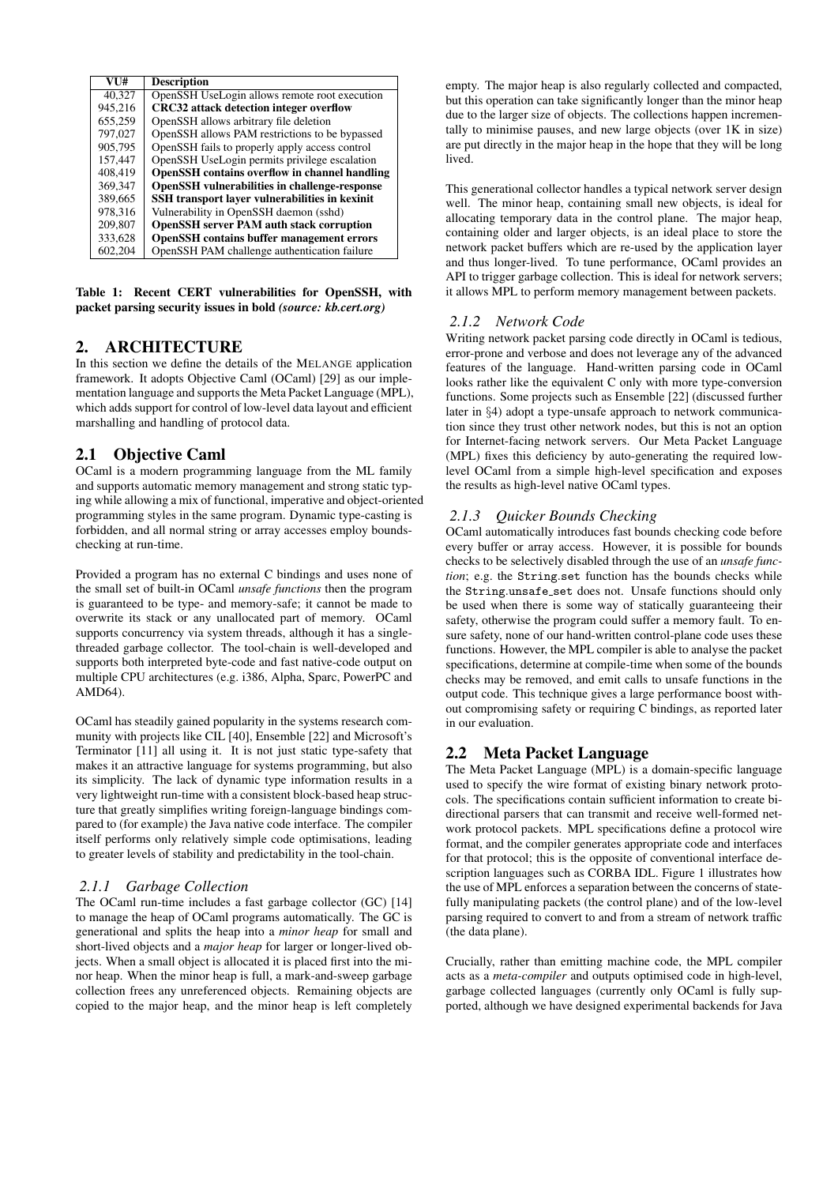| VU# | Description |
|---|---|
| 40,327 | OpenSSH UseLogin allows remote root execution |
| 945,216 | **CRC32 attack detection integer overflow** |
| 655,259 | OpenSSH allows arbitrary file deletion |
| 797,027 | OpenSSH allows PAM restrictions to be bypassed |
| 905,795 | OpenSSH fails to properly apply access control |
| 157,447 | OpenSSH UseLogin permits privilege escalation |
| 408,419 | **OpenSSH contains overflow in channel handling** |
| 369,347 | **OpenSSH vulnerabilities in challenge-response** |
| 389,665 | **SSH transport layer vulnerabilities in kexinit** |
| 978,316 | Vulnerability in OpenSSH daemon (sshd) |
| 209,807 | **OpenSSH server PAM auth stack corruption** |
| 333,628 | **OpenSSH contains buffer management errors** |
| 602,204 | OpenSSH PAM challenge authentication failure |

**Table 1: Recent CERT vulnerabilities for OpenSSH, with packet parsing security issues in bold *(source: kb.cert.org)***

## 2. ARCHITECTURE

In this section we define the details of the MELANGE application framework. It adopts Objective Caml (OCaml) [29] as our implementation language and supports the Meta Packet Language (MPL), which adds support for control of low-level data layout and efficient marshalling and handling of protocol data.

### 2.1 Objective Caml

OCaml is a modern programming language from the ML family and supports automatic memory management and strong static typing while allowing a mix of functional, imperative and object-oriented programming styles in the same program. Dynamic type-casting is forbidden, and all normal string or array accesses employ bounds-checking at run-time.

Provided a program has no external C bindings and uses none of the small set of built-in OCaml *unsafe functions* then the program is guaranteed to be type- and memory-safe; it cannot be made to overwrite its stack or any unallocated part of memory. OCaml supports concurrency via system threads, although it has a single-threaded garbage collector. The tool-chain is well-developed and supports both interpreted byte-code and fast native-code output on multiple CPU architectures (e.g. i386, Alpha, Sparc, PowerPC and AMD64).

OCaml has steadily gained popularity in the systems research community with projects like CIL [40], Ensemble [22] and Microsoft's Terminator [11] all using it. It is not just static type-safety that makes it an attractive language for systems programming, but also its simplicity. The lack of dynamic type information results in a very lightweight run-time with a consistent block-based heap structure that greatly simplifies writing foreign-language bindings compared to (for example) the Java native code interface. The compiler itself performs only relatively simple code optimisations, leading to greater levels of stability and predictability in the tool-chain.

#### 2.1.1 Garbage Collection

The OCaml run-time includes a fast garbage collector (GC) [14] to manage the heap of OCaml programs automatically. The GC is generational and splits the heap into a *minor heap* for small and short-lived objects and a *major heap* for larger or longer-lived objects. When a small object is allocated it is placed first into the minor heap. When the minor heap is full, a mark-and-sweep garbage collection frees any unreferenced objects. Remaining objects are copied to the major heap, and the minor heap is left completely empty. The major heap is also regularly collected and compacted, but this operation can take significantly longer than the minor heap due to the larger size of objects. The collections happen incrementally to minimise pauses, and new large objects (over 1K in size) are put directly in the major heap in the hope that they will be long lived.

This generational collector handles a typical network server design well. The minor heap, containing small new objects, is ideal for allocating temporary data in the control plane. The major heap, containing older and larger objects, is an ideal place to store the network packet buffers which are re-used by the application layer and thus longer-lived. To tune performance, OCaml provides an API to trigger garbage collection. This is ideal for network servers; it allows MPL to perform memory management between packets.

#### 2.1.2 Network Code

Writing network packet parsing code directly in OCaml is tedious, error-prone and verbose and does not leverage any of the advanced features of the language. Hand-written parsing code in OCaml looks rather like the equivalent C only with more type-conversion functions. Some projects such as Ensemble [22] (discussed further later in §4) adopt a type-unsafe approach to network communication since they trust other network nodes, but this is not an option for Internet-facing network servers. Our Meta Packet Language (MPL) fixes this deficiency by auto-generating the required low-level OCaml from a simple high-level specification and exposes the results as high-level native OCaml types.

#### 2.1.3 Quicker Bounds Checking

OCaml automatically introduces fast bounds checking code before every buffer or array access. However, it is possible for bounds checks to be selectively disabled through the use of an *unsafe function*; e.g. the `String.set` function has the bounds checks while the `String.unsafe_set` does not. Unsafe functions should only be used when there is some way of statically guaranteeing their safety, otherwise the program could suffer a memory fault. To ensure safety, none of our hand-written control-plane code uses these functions. However, the MPL compiler is able to analyse the packet specifications, determine at compile-time when some of the bounds checks may be removed, and emit calls to unsafe functions in the output code. This technique gives a large performance boost without compromising safety or requiring C bindings, as reported later in our evaluation.

### 2.2 Meta Packet Language

The Meta Packet Language (MPL) is a domain-specific language used to specify the wire format of existing binary network protocols. The specifications contain sufficient information to create bi-directional parsers that can transmit and receive well-formed network protocol packets. MPL specifications define a protocol wire format, and the compiler generates appropriate code and interfaces for that protocol; this is the opposite of conventional interface description languages such as CORBA IDL. Figure 1 illustrates how the use of MPL enforces a separation between the concerns of statefully manipulating packets (the control plane) and of the low-level parsing required to convert to and from a stream of network traffic (the data plane).

Crucially, rather than emitting machine code, the MPL compiler acts as a *meta-compiler* and outputs optimised code in high-level, garbage collected languages (currently only OCaml is fully supported, although we have designed experimental backends for Java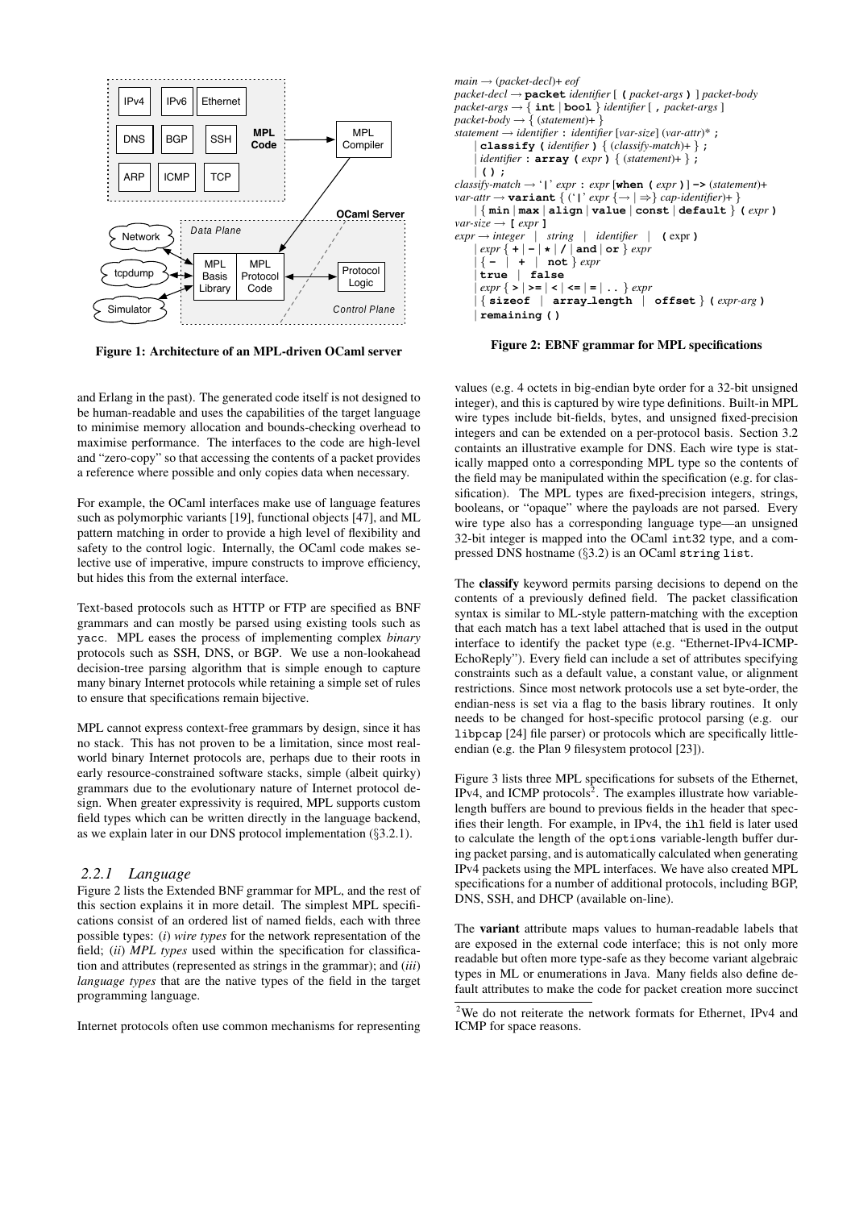Figure 1: Architecture of an MPL-driven OCaml server

```
main → (packet-decl)+ eof
packet-decl → packet identifier [ ( packet-args ) ] packet-body
packet-args → { int | bool } identifier [ , packet-args ]
packet-body → { (statement)+ }
statement → identifier : identifier [var-size] (var-attr)* ;
    | classify ( identifier ) { (classify-match)+ } ;
    | identifier : array ( expr ) { (statement)+ } ;
    | ( ) ;
classify-match → '|' expr : expr [when ( expr ) ] -> (statement)+
var-attr → variant { ('|' expr {→ | ⇒} cap-identifier)+ }
    | { min | max | align | value | const | default } ( expr )
var-size → [ expr ]
expr → integer | string | identifier | ( expr )
    | expr { + | - | * | / | and | or } expr
    | { - | + | not } expr
    | true | false
    | expr { > | >= | < | <= | = | .. } expr
    | { sizeof | array_length | offset } ( expr-arg )
    | remaining ( )
```

Figure 2: EBNF grammar for MPL specifications

and Erlang in the past). The generated code itself is not designed to be human-readable and uses the capabilities of the target language to minimise memory allocation and bounds-checking overhead to maximise performance. The interfaces to the code are high-level and "zero-copy" so that accessing the contents of a packet provides a reference where possible and only copies data when necessary.

For example, the OCaml interfaces make use of language features such as polymorphic variants [19], functional objects [47], and ML pattern matching in order to provide a high level of flexibility and safety to the control logic. Internally, the OCaml code makes selective use of imperative, impure constructs to improve efficiency, but hides this from the external interface.

Text-based protocols such as HTTP or FTP are specified as BNF grammars and can mostly be parsed using existing tools such as `yacc`. MPL eases the process of implementing complex *binary* protocols such as SSH, DNS, or BGP. We use a non-lookahead decision-tree parsing algorithm that is simple enough to capture many binary Internet protocols while retaining a simple set of rules to ensure that specifications remain bijective.

MPL cannot express context-free grammars by design, since it has no stack. This has not proven to be a limitation, since most real-world binary Internet protocols are, perhaps due to their roots in early resource-constrained software stacks, simple (albeit quirky) grammars due to the evolutionary nature of Internet protocol design. When greater expressivity is required, MPL supports custom field types which can be written directly in the language backend, as we explain later in our DNS protocol implementation (§3.2.1).

### 2.2.1 Language

Figure 2 lists the Extended BNF grammar for MPL, and the rest of this section explains it in more detail. The simplest MPL specifications consist of an ordered list of named fields, each with three possible types: (*i*) *wire types* for the network representation of the field; (*ii*) *MPL types* used within the specification for classification and attributes (represented as strings in the grammar); and (*iii*) *language types* that are the native types of the field in the target programming language.

Internet protocols often use common mechanisms for representing values (e.g. 4 octets in big-endian byte order for a 32-bit unsigned integer), and this is captured by wire type definitions. Built-in MPL wire types include bit-fields, bytes, and unsigned fixed-precision integers and can be extended on a per-protocol basis. Section 3.2 containts an illustrative example for DNS. Each wire type is statically mapped onto a corresponding MPL type so the contents of the field may be manipulated within the specification (e.g. for classification). The MPL types are fixed-precision integers, strings, booleans, or "opaque" where the payloads are not parsed. Every wire type also has a corresponding language type—an unsigned 32-bit integer is mapped into the OCaml `int32` type, and a compressed DNS hostname (§3.2) is an OCaml `string list`.

The **classify** keyword permits parsing decisions to depend on the contents of a previously defined field. The packet classification syntax is similar to ML-style pattern-matching with the exception that each match has a text label attached that is used in the output interface to identify the packet type (e.g. "Ethernet-IPv4-ICMP-EchoReply"). Every field can include a set of attributes specifying constraints such as a default value, a constant value, or alignment restrictions. Since most network protocols use a set byte-order, the endian-ness is set via a flag to the basis library routines. It only needs to be changed for host-specific protocol parsing (e.g. our `libpcap` [24] file parser) or protocols which are specifically little-endian (e.g. the Plan 9 filesystem protocol [23]).

Figure 3 lists three MPL specifications for subsets of the Ethernet, IPv4, and ICMP protocols[2]. The examples illustrate how variable-length buffers are bound to previous fields in the header that specifies their length. For example, in IPv4, the `ihl` field is later used to calculate the length of the `options` variable-length buffer during packet parsing, and is automatically calculated when generating IPv4 packets using the MPL interfaces. We have also created MPL specifications for a number of additional protocols, including BGP, DNS, SSH, and DHCP (available on-line).

The **variant** attribute maps values to human-readable labels that are exposed in the external code interface; this is not only more readable but often more type-safe as they become variant algebraic types in ML or enumerations in Java. Many fields also define default attributes to make the code for packet creation more succinct

[2]We do not reiterate the network formats for Ethernet, IPv4 and ICMP for space reasons.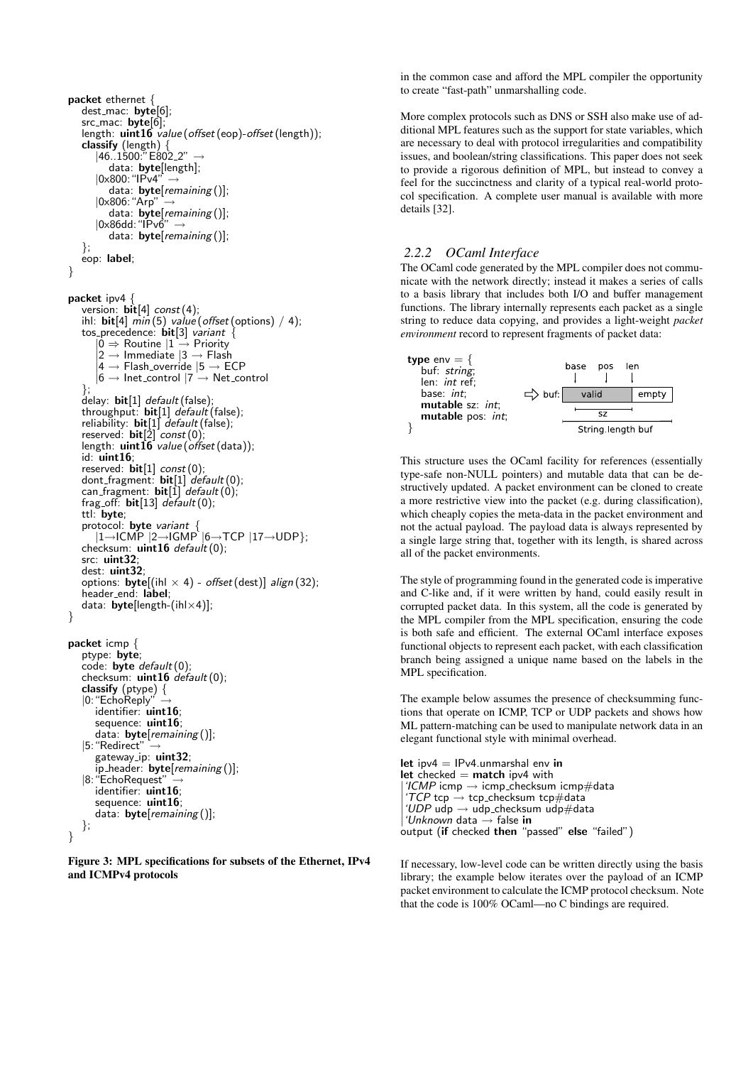```
packet ethernet {
    dest_mac: byte[6];
    src_mac: byte[6];
    length: uint16 value(offset(eop)-offset(length));
    classify (length) {
        |46..1500:"E802_2" →
            data: byte[length];
        |0x800:"IPv4" →
            data: byte[remaining()];
        |0x806:"Arp" →
            data: byte[remaining()];
        |0x86dd:"IPv6" →
            data: byte[remaining()];
    };
    eop: label;
}

packet ipv4 {
    version: bit[4] const(4);
    ihl: bit[4] min(5) value(offset(options) / 4);
    tos_precedence: bit[3] variant {
        |0 ⇒ Routine |1 → Priority
        |2 → Immediate |3 → Flash
        |4 → Flash_override |5 → ECP
        |6 → Inet_control |7 → Net_control
    };
    delay: bit[1] default(false);
    throughput: bit[1] default(false);
    reliability: bit[1] default(false);
    reserved: bit[2] const(0);
    length: uint16 value(offset(data));
    id: uint16;
    reserved: bit[1] const(0);
    dont_fragment: bit[1] default(0);
    can_fragment: bit[1] default(0);
    frag_off: bit[13] default(0);
    ttl: byte;
    protocol: byte variant {
        |1→ICMP |2→IGMP |6→TCP |17→UDP};
    checksum: uint16 default(0);
    src: uint32;
    dest: uint32;
    options: byte[(ihl × 4) - offset(dest)] align(32);
    header_end: label;
    data: byte[length-(ihl×4)];
}

packet icmp {
    ptype: byte;
    code: byte default(0);
    checksum: uint16 default(0);
    classify (ptype) {
    |0:"EchoReply" →
        identifier: uint16;
        sequence: uint16;
        data: byte[remaining()];
    |5:"Redirect" →
        gateway_ip: uint32;
        ip_header: byte[remaining()];
    |8:"EchoRequest" →
        identifier: uint16;
        sequence: uint16;
        data: byte[remaining()];
    };
}
```

**Figure 3: MPL specifications for subsets of the Ethernet, IPv4 and ICMPv4 protocols**

in the common case and afford the MPL compiler the opportunity to create "fast-path" unmarshalling code.

More complex protocols such as DNS or SSH also make use of additional MPL features such as the support for state variables, which are necessary to deal with protocol irregularities and compatibility issues, and boolean/string classifications. This paper does not seek to provide a rigorous definition of MPL, but instead to convey a feel for the succinctness and clarity of a typical real-world protocol specification. A complete user manual is available with more details [32].

### *2.2.2 OCaml Interface*

The OCaml code generated by the MPL compiler does not communicate with the network directly; instead it makes a series of calls to a basis library that includes both I/O and buffer management functions. The library internally represents each packet as a single string to reduce data copying, and provides a light-weight *packet environment* record to represent fragments of packet data:

```
type env = {
    buf: string;
    len: int ref;
    base: int;
    mutable sz: int;
    mutable pos: int;
}
```

base pos len

buf: valid empty

sz

String.length buf

This structure uses the OCaml facility for references (essentially type-safe non-NULL pointers) and mutable data that can be destructively updated. A packet environment can be cloned to create a more restrictive view into the packet (e.g. during classification), which cheaply copies the meta-data in the packet environment and not the actual payload. The payload data is always represented by a single large string that, together with its length, is shared across all of the packet environments.

The style of programming found in the generated code is imperative and C-like and, if it were written by hand, could easily result in corrupted packet data. In this system, all the code is generated by the MPL compiler from the MPL specification, ensuring the code is both safe and efficient. The external OCaml interface exposes functional objects to represent each packet, with each classification branch being assigned a unique name based on the labels in the MPL specification.

The example below assumes the presence of checksumming functions that operate on ICMP, TCP or UDP packets and shows how ML pattern-matching can be used to manipulate network data in an elegant functional style with minimal overhead.

```
let ipv4 = IPv4.unmarshal env in
let checked = match ipv4 with
  |`ICMP icmp → icmp_checksum icmp#data
  |`TCP tcp → tcp_checksum tcp#data
  |`UDP udp → udp_checksum udp#data
  |`Unknown data → false in
output (if checked then "passed" else "failed")
```

If necessary, low-level code can be written directly using the basis library; the example below iterates over the payload of an ICMP packet environment to calculate the ICMP protocol checksum. Note that the code is 100% OCaml—no C bindings are required.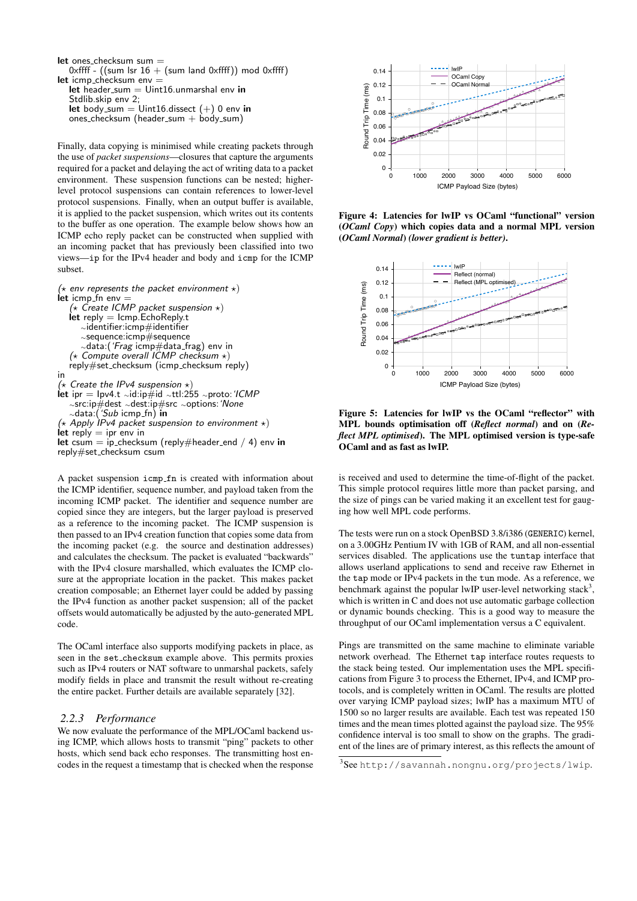```
let ones_checksum sum =
  0xffff - ((sum lsr 16 + (sum land 0xffff)) mod 0xffff)
let icmp_checksum env =
  let header_sum = Uint16.unmarshal env in
  Stdlib.skip env 2;
  let body_sum = Uint16.dissect (+) 0 env in
  ones_checksum (header_sum + body_sum)
```

Finally, data copying is minimised while creating packets through the use of *packet suspensions*—closures that capture the arguments required for a packet and delaying the act of writing data to a packet environment. These suspension functions can be nested; higher-level protocol suspensions can contain references to lower-level protocol suspensions. Finally, when an output buffer is available, it is applied to the packet suspension, which writes out its contents to the buffer as one operation. The example below shows how an ICMP echo reply packet can be constructed when supplied with an incoming packet that has previously been classified into two views—`ip` for the IPv4 header and body and `icmp` for the ICMP subset.

```
(* env represents the packet environment *)
let icmp_fn env =
  (* Create ICMP packet suspension *)
  let reply = Icmp.EchoReply.t
    ~identifier:icmp#identifier
    ~sequence:icmp#sequence
    ~data:(`Frag icmp#data_frag) env in
  (* Compute overall ICMP checksum *)
  reply#set_checksum (icmp_checksum reply)
in
(* Create the IPv4 suspension *)
let ipr = Ipv4.t ~id:ip#id ~ttl:255 ~proto:`ICMP
  ~src:ip#dest ~dest:ip#src ~options:`None
  ~data:(`Sub icmp_fn) in
(* Apply IPv4 packet suspension to environment *)
let reply = ipr env in
let csum = ip_checksum (reply#header_end / 4) env in
reply#set_checksum csum
```

A packet suspension `icmp_fn` is created with information about the ICMP identifier, sequence number, and payload taken from the incoming ICMP packet. The identifier and sequence number are copied since they are integers, but the larger payload is preserved as a reference to the incoming packet. The ICMP suspension is then passed to an IPv4 creation function that copies some data from the incoming packet (e.g. the source and destination addresses) and calculates the checksum. The packet is evaluated "backwards" with the IPv4 closure marshalled, which evaluates the ICMP closure at the appropriate location in the packet. This makes packet creation composable; an Ethernet layer could be added by passing the IPv4 function as another packet suspension; all of the packet offsets would automatically be adjusted by the auto-generated MPL code.

The OCaml interface also supports modifying packets in place, as seen in the `set_checksum` example above. This permits process such as IPv4 routers or NAT software to unmarshal packets, safely modify fields in place and transmit the result without re-creating the entire packet. Further details are available separately [32].

### 2.2.3 Performance

We now evaluate the performance of the MPL/OCaml backend using ICMP, which allows hosts to transmit "ping" packets to other hosts, which send back echo responses. The transmitting host encodes in the request a timestamp that is checked when the response is received and used to determine the time-of-flight of the packet. This simple protocol requires little more than packet parsing, and the size of pings can be varied making it an excellent test for gauging how well MPL code performs.

Round Trip Time (ms)
0.14
0.12
0.1
0.08
0.06
0.04
0.02
0
0 1000 2000 3000 4000 5000 6000
ICMP Payload Size (bytes)
lwIP
OCaml Copy
OCaml Normal

**Figure 4: Latencies for lwIP vs OCaml "functional" version (*OCaml Copy*) which copies data and a normal MPL version (*OCaml Normal*) (lower gradient is better).**

Round Trip Time (ms)
0.14
0.12
0.1
0.08
0.06
0.04
0.02
0
0 1000 2000 3000 4000 5000 6000
ICMP Payload Size (bytes)
lwIP
Reflect (normal)
Reflect (MPL optimised)

**Figure 5: Latencies for lwIP vs the OCaml "reflector" with MPL bounds optimisation off (*Reflect normal*) and on (*Reflect MPL optimised*). The MPL optimised version is type-safe OCaml and as fast as lwIP.**

The tests were run on a stock OpenBSD 3.8/i386 (`GENERIC`) kernel, on a 3.00GHz Pentium IV with 1GB of RAM, and all non-essential services disabled. The applications use the `tuntap` interface that allows userland applications to send and receive raw Ethernet in the `tap` mode or IPv4 packets in the `tun` mode. As a reference, we benchmark against the popular lwIP user-level networking stack[3], which is written in C and does not use automatic garbage collection or dynamic bounds checking. This is a good way to measure the throughput of our OCaml implementation versus a C equivalent.

Pings are transmitted on the same machine to eliminate variable network overhead. The Ethernet `tap` interface routes requests to the stack being tested. Our implementation uses the MPL specifications from Figure 3 to process the Ethernet, IPv4, and ICMP protocols, and is completely written in OCaml. The results are plotted over varying ICMP payload sizes; lwIP has a maximum MTU of 1500 so no larger results are available. Each test was repeated 150 times and the mean times plotted against the payload size. The 95% confidence interval is too small to show on the graphs. The gradient of the lines are of primary interest, as this reflects the amount of

[3] See `http://savannah.nongnu.org/projects/lwip`.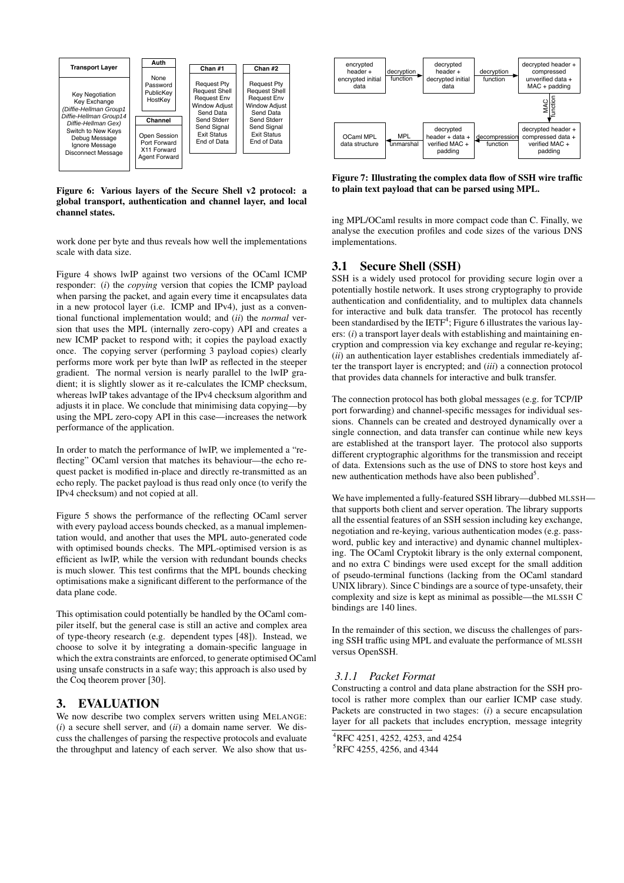Transport Layer

Key Negotiation
Key Exchange
*(Diffie-Hellman Group1*
*Diffie-Hellman Group14*
*Diffie-Hellman Gex)*
Switch to New Keys
Debug Message
Ignore Message
Disconnect Message

Auth

None
Password
PublicKey
HostKey

Channel

Open Session
Port Forward
X11 Forward
Agent Forward

Chan #1

Request Pty
Request Shell
Request Env
Window Adjust
Send Data
Send Stderr
Send Signal
Exit Status
End of Data

Chan #2

Request Pty
Request Shell
Request Env
Window Adjust
Send Data
Send Stderr
Send Signal
Exit Status
End of Data

**Figure 6: Various layers of the Secure Shell v2 protocol: a global transport, authentication and channel layer, and local channel states.**

work done per byte and thus reveals how well the implementations scale with data size.

Figure 4 shows lwIP against two versions of the OCaml ICMP responder: (*i*) the *copying* version that copies the ICMP payload when parsing the packet, and again every time it encapsulates data in a new protocol layer (i.e. ICMP and IPv4), just as a conventional functional implementation would; and (*ii*) the *normal* version that uses the MPL (internally zero-copy) API and creates a new ICMP packet to respond with; it copies the payload exactly once. The copying server (performing 3 payload copies) clearly performs more work per byte than lwIP as reflected in the steeper gradient. The normal version is nearly parallel to the lwIP gradient; it is slightly slower as it re-calculates the ICMP checksum, whereas lwIP takes advantage of the IPv4 checksum algorithm and adjusts it in place. We conclude that minimising data copying—by using the MPL zero-copy API in this case—increases the network performance of the application.

In order to match the performance of lwIP, we implemented a "reflecting" OCaml version that matches its behaviour—the echo request packet is modified in-place and directly re-transmitted as an echo reply. The packet payload is thus read only once (to verify the IPv4 checksum) and not copied at all.

Figure 5 shows the performance of the reflecting OCaml server with every payload access bounds checked, as a manual implementation would, and another that uses the MPL auto-generated code with optimised bounds checks. The MPL-optimised version is as efficient as lwIP, while the version with redundant bounds checks is much slower. This test confirms that the MPL bounds checking optimisations make a significant different to the performance of the data plane code.

This optimisation could potentially be handled by the OCaml compiler itself, but the general case is still an active and complex area of type-theory research (e.g. dependent types [48]). Instead, we choose to solve it by integrating a domain-specific language in which the extra constraints are enforced, to generate optimised OCaml using unsafe constructs in a safe way; this approach is also used by the Coq theorem prover [30].

# 3. EVALUATION

We now describe two complex servers written using MELANGE: (*i*) a secure shell server, and (*ii*) a domain name server. We discuss the challenges of parsing the respective protocols and evaluate the throughput and latency of each server. We also show that using MPL/OCaml results in more compact code than C. Finally, we analyse the execution profiles and code sizes of the various DNS implementations.

encrypted header + encrypted initial data → decryption function → decrypted header + decrypted initial data → decryption function → decrypted header + compressed unverified data + MAC + padding → MAC function → decrypted header + compressed data + verified MAC + padding → decompression function → decrypted header + data + verified MAC + padding → MPL unmarshal → OCaml MPL data structure

**Figure 7: Illustrating the complex data flow of SSH wire traffic to plain text payload that can be parsed using MPL.**

## 3.1 Secure Shell (SSH)

SSH is a widely used protocol for providing secure login over a potentially hostile network. It uses strong cryptography to provide authentication and confidentiality, and to multiplex data channels for interactive and bulk data transfer. The protocol has recently been standardised by the IETF[4]; Figure 6 illustrates the various layers: (*i*) a transport layer deals with establishing and maintaining encryption and compression via key exchange and regular re-keying; (*ii*) an authentication layer establishes credentials immediately after the transport layer is encrypted; and (*iii*) a connection protocol that provides data channels for interactive and bulk transfer.

The connection protocol has both global messages (e.g. for TCP/IP port forwarding) and channel-specific messages for individual sessions. Channels can be created and destroyed dynamically over a single connection, and data transfer can continue while new keys are established at the transport layer. The protocol also supports different cryptographic algorithms for the transmission and receipt of data. Extensions such as the use of DNS to store host keys and new authentication methods have also been published[5].

We have implemented a fully-featured SSH library—dubbed MLSSH—that supports both client and server operation. The library supports all the essential features of an SSH session including key exchange, negotiation and re-keying, various authentication modes (e.g. password, public key and interactive) and dynamic channel multiplexing. The OCaml Cryptokit library is the only external component, and no extra C bindings were used except for the small addition of pseudo-terminal functions (lacking from the OCaml standard UNIX library). Since C bindings are a source of type-unsafety, their complexity and size is kept as minimal as possible—the MLSSH C bindings are 140 lines.

In the remainder of this section, we discuss the challenges of parsing SSH traffic using MPL and evaluate the performance of MLSSH versus OpenSSH.

### 3.1.1 Packet Format

Constructing a control and data plane abstraction for the SSH protocol is rather more complex than our earlier ICMP case study. Packets are constructed in two stages: (*i*) a secure encapsulation layer for all packets that includes encryption, message integrity

[4]RFC 4251, 4252, 4253, and 4254
[5]RFC 4255, 4256, and 4344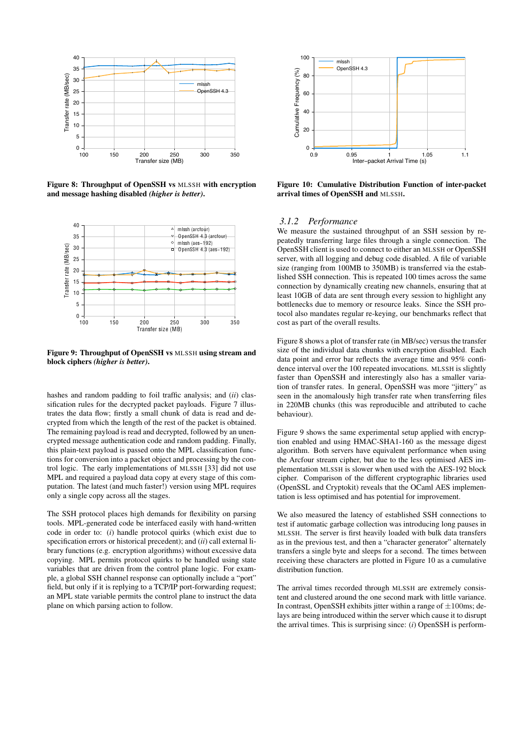**Figure 8: Throughput of OpenSSH vs MLSSH with encryption and message hashing disabled *(higher is better)*.**

**Figure 9: Throughput of OpenSSH vs MLSSH using stream and block ciphers *(higher is better)*.**

hashes and random padding to foil traffic analysis; and (*ii*) classification rules for the decrypted packet payloads. Figure 7 illustrates the data flow; firstly a small chunk of data is read and decrypted from which the length of the rest of the packet is obtained. The remaining payload is read and decrypted, followed by an unencrypted message authentication code and random padding. Finally, this plain-text payload is passed onto the MPL classification functions for conversion into a packet object and processing by the control logic. The early implementations of MLSSH [33] did not use MPL and required a payload data copy at every stage of this computation. The latest (and much faster!) version using MPL requires only a single copy across all the stages.

The SSH protocol places high demands for flexibility on parsing tools. MPL-generated code be interfaced easily with hand-written code in order to: (*i*) handle protocol quirks (which exist due to specification errors or historical precedent); and (*ii*) call external library functions (e.g. encryption algorithms) without excessive data copying. MPL permits protocol quirks to be handled using state variables that are driven from the control plane logic. For example, a global SSH channel response can optionally include a "port" field, but only if it is replying to a TCP/IP port-forwarding request; an MPL state variable permits the control plane to instruct the data plane on which parsing action to follow.

**Figure 10: Cumulative Distribution Function of inter-packet arrival times of OpenSSH and MLSSH.**

### 3.1.2 *Performance*

We measure the sustained throughput of an SSH session by repeatedly transferring large files through a single connection. The OpenSSH client is used to connect to either an MLSSH or OpenSSH server, with all logging and debug code disabled. A file of variable size (ranging from 100MB to 350MB) is transferred via the established SSH connection. This is repeated 100 times across the same connection by dynamically creating new channels, ensuring that at least 10GB of data are sent through every session to highlight any bottlenecks due to memory or resource leaks. Since the SSH protocol also mandates regular re-keying, our benchmarks reflect that cost as part of the overall results.

Figure 8 shows a plot of transfer rate (in MB/sec) versus the transfer size of the individual data chunks with encryption disabled. Each data point and error bar reflects the average time and 95% confidence interval over the 100 repeated invocations. MLSSH is slightly faster than OpenSSH and interestingly also has a smaller variation of transfer rates. In general, OpenSSH was more "jittery" as seen in the anomalously high transfer rate when transferring files in 220MB chunks (this was reproducible and attributed to cache behaviour).

Figure 9 shows the same experimental setup applied with encryption enabled and using HMAC-SHA1-160 as the message digest algorithm. Both servers have equivalent performance when using the Arcfour stream cipher, but due to the less optimised AES implementation MLSSH is slower when used with the AES-192 block cipher. Comparison of the different cryptographic libraries used (OpenSSL and Cryptokit) reveals that the OCaml AES implementation is less optimised and has potential for improvement.

We also measured the latency of established SSH connections to test if automatic garbage collection was introducing long pauses in MLSSH. The server is first heavily loaded with bulk data transfers as in the previous test, and then a "character generator" alternately transfers a single byte and sleeps for a second. The times between receiving these characters are plotted in Figure 10 as a cumulative distribution function.

The arrival times recorded through MLSSH are extremely consistent and clustered around the one second mark with little variance. In contrast, OpenSSH exhibits jitter within a range of $\pm$100ms; delays are being introduced within the server which cause it to disrupt the arrival times. This is surprising since: (*i*) OpenSSH is perform-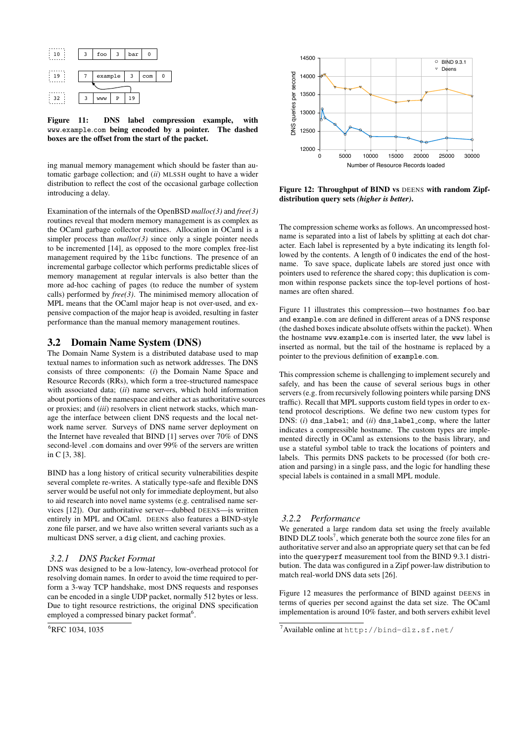10

3 | foo | 3 | bar | 0

19

7 | example | 3 | com | 0

32

3 | www | P | 19

**Figure 11: DNS label compression example, with `www.example.com` being encoded by a pointer. The dashed boxes are the offset from the start of the packet.**

ing manual memory management which should be faster than automatic garbage collection; and (*ii*) MLSSH ought to have a wider distribution to reflect the cost of the occasional garbage collection introducing a delay.

Examination of the internals of the OpenBSD *malloc(3)* and *free(3)* routines reveal that modern memory management is as complex as the OCaml garbage collector routines. Allocation in OCaml is a simpler process than *malloc(3)* since only a single pointer needs to be incremented [14], as opposed to the more complex free-list management required by the `libc` functions. The presence of an incremental garbage collector which performs predictable slices of memory management at regular intervals is also better than the more ad-hoc caching of pages (to reduce the number of system calls) performed by *free(3)*. The minimised memory allocation of MPL means that the OCaml major heap is not over-used, and expensive compaction of the major heap is avoided, resulting in faster performance than the manual memory management routines.

## 3.2 Domain Name System (DNS)

The Domain Name System is a distributed database used to map textual names to information such as network addresses. The DNS consists of three components: (*i*) the Domain Name Space and Resource Records (RRs), which form a tree-structured namespace with associated data; (*ii*) name servers, which hold information about portions of the namespace and either act as authoritative sources or proxies; and (*iii*) resolvers in client network stacks, which manage the interface between client DNS requests and the local network name server. Surveys of DNS name server deployment on the Internet have revealed that BIND [1] serves over 70% of DNS second-level `.com` domains and over 99% of the servers are written in C [3, 38].

BIND has a long history of critical security vulnerabilities despite several complete re-writes. A statically type-safe and flexible DNS server would be useful not only for immediate deployment, but also to aid research into novel name systems (e.g. centralised name services [12]). Our authoritative server—dubbed DEENS—is written entirely in MPL and OCaml. DEENS also features a BIND-style zone file parser, and we have also written several variants such as a multicast DNS server, a `dig` client, and caching proxies.

### 3.2.1 DNS Packet Format

DNS was designed to be a low-latency, low-overhead protocol for resolving domain names. In order to avoid the time required to perform a 3-way TCP handshake, most DNS requests and responses can be encoded in a single UDP packet, normally 512 bytes or less. Due to tight resource restrictions, the original DNS specification employed a compressed binary packet format[6].

[6] RFC 1034, 1035

14500
14000
13500
13000
12500
12000
DNS queries per second
0 5000 10000 15000 20000 25000 30000
Number of Resource Records loaded
BIND 9.3.1
Deens

**Figure 12: Throughput of BIND vs DEENS with random Zipf-distribution query sets *(higher is better)*.**

The compression scheme works as follows. An uncompressed hostname is separated into a list of labels by splitting at each dot character. Each label is represented by a byte indicating its length followed by the contents. A length of 0 indicates the end of the hostname. To save space, duplicate labels are stored just once with pointers used to reference the shared copy; this duplication is common within response packets since the top-level portions of hostnames are often shared.

Figure 11 illustrates this compression—two hostnames `foo.bar` and `example.com` are defined in different areas of a DNS response (the dashed boxes indicate absolute offsets within the packet). When the hostname `www.example.com` is inserted later, the `www` label is inserted as normal, but the tail of the hostname is replaced by a pointer to the previous definition of `example.com`.

This compression scheme is challenging to implement securely and safely, and has been the cause of several serious bugs in other servers (e.g. from recursively following pointers while parsing DNS traffic). Recall that MPL supports custom field types in order to extend protocol descriptions. We define two new custom types for DNS: (*i*) `dns_label`; and (*ii*) `dns_label_comp`, where the latter indicates a compressible hostname. The custom types are implemented directly in OCaml as extensions to the basis library, and use a stateful symbol table to track the locations of pointers and labels. This permits DNS packets to be processed (for both creation and parsing) in a single pass, and the logic for handling these special labels is contained in a small MPL module.

### 3.2.2 Performance

We generated a large random data set using the freely available BIND DLZ tools[7], which generate both the source zone files for an authoritative server and also an appropriate query set that can be fed into the `queryperf` measurement tool from the BIND 9.3.1 distribution. The data was configured in a Zipf power-law distribution to match real-world DNS data sets [26].

Figure 12 measures the performance of BIND against DEENS in terms of queries per second against the data set size. The OCaml implementation is around 10% faster, and both servers exhibit level

[7] Available online at `http://bind-dlz.sf.net/`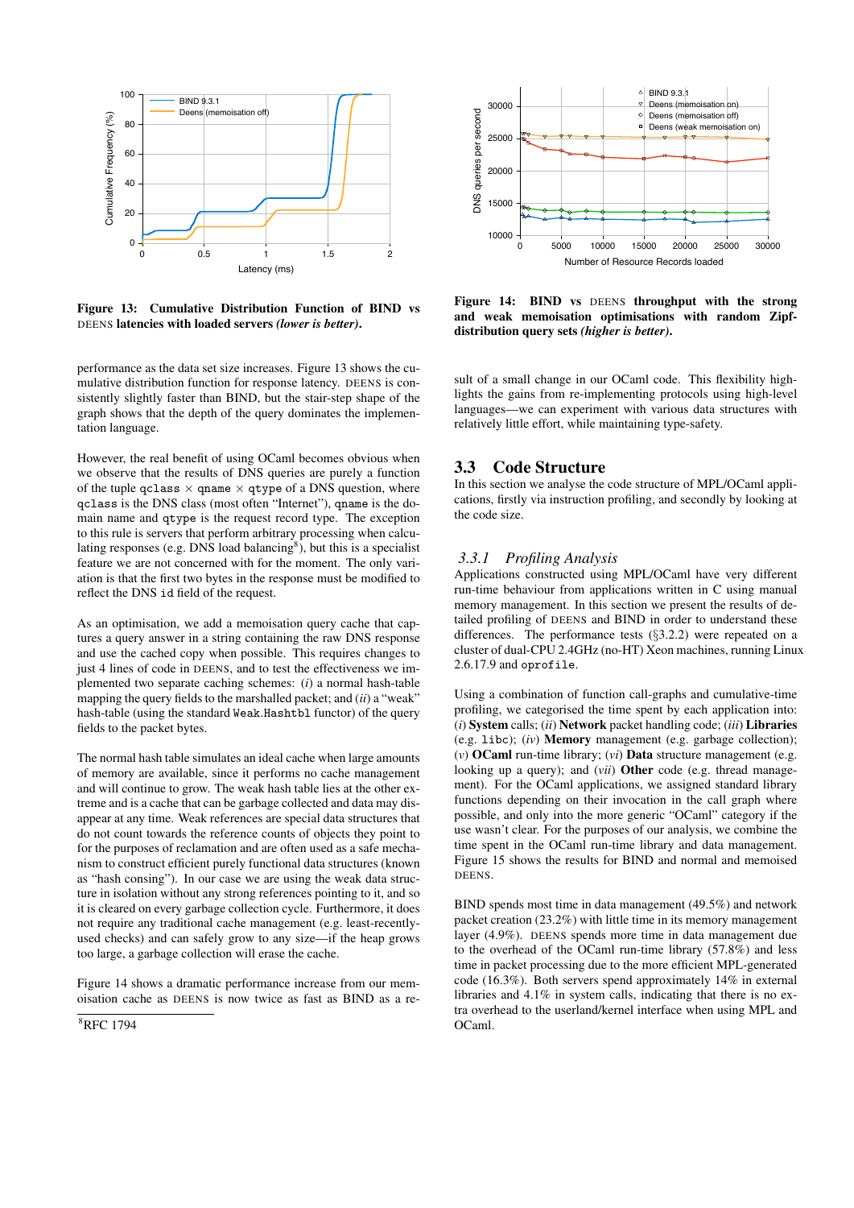100
80
60
40
20
0
Cumulative Frequency (%)
0
0.5
1
1.5
2
Latency (ms)
BIND 9.3.1
Deens (memoisation off)

**Figure 13: Cumulative Distribution Function of BIND vs DEENS latencies with loaded servers *(lower is better)*.**

30000
25000
20000
15000
10000
DNS queries per second
0
5000
10000
15000
20000
25000
30000
Number of Resource Records loaded
BIND 9.3.1
Deens (memoisation on)
Deens (memoisation off)
Deens (weak memoisation on)

**Figure 14: BIND vs DEENS throughput with the strong and weak memoisation optimisations with random Zipf-distribution query sets *(higher is better)*.**

performance as the data set size increases. Figure 13 shows the cumulative distribution function for response latency. DEENS is consistently slightly faster than BIND, but the stair-step shape of the graph shows that the depth of the query dominates the implementation language.

However, the real benefit of using OCaml becomes obvious when we observe that the results of DNS queries are purely a function of the tuple `qclass` × `qname` × `qtype` of a DNS question, where `qclass` is the DNS class (most often "Internet"), `qname` is the domain name and `qtype` is the request record type. The exception to this rule is servers that perform arbitrary processing when calculating responses (e.g. DNS load balancing[8]), but this is a specialist feature we are not concerned with for the moment. The only variation is that the first two bytes in the response must be modified to reflect the DNS `id` field of the request.

As an optimisation, we add a memoisation query cache that captures a query answer in a string containing the raw DNS response and use the cached copy when possible. This requires changes to just 4 lines of code in DEENS, and to test the effectiveness we implemented two separate caching schemes: (*i*) a normal hash-table mapping the query fields to the marshalled packet; and (*ii*) a "weak" hash-table (using the standard `Weak.Hashtbl` functor) of the query fields to the packet bytes.

The normal hash table simulates an ideal cache when large amounts of memory are available, since it performs no cache management and will continue to grow. The weak hash table lies at the other extreme and is a cache that can be garbage collected and data may disappear at any time. Weak references are special data structures that do not count towards the reference counts of objects they point to for the purposes of reclamation and are often used as a safe mechanism to construct efficient purely functional data structures (known as "hash consing"). In our case we are using the weak data structure in isolation without any strong references pointing to it, and so it is cleared on every garbage collection cycle. Furthermore, it does not require any traditional cache management (e.g. least-recently-used checks) and can safely grow to any size—if the heap grows too large, a garbage collection will erase the cache.

Figure 14 shows a dramatic performance increase from our memoisation cache as DEENS is now twice as fast as BIND as a result of a small change in our OCaml code. This flexibility highlights the gains from re-implementing protocols using high-level languages—we can experiment with various data structures with relatively little effort, while maintaining type-safety.

[8] RFC 1794

## 3.3 Code Structure

In this section we analyse the code structure of MPL/OCaml applications, firstly via instruction profiling, and secondly by looking at the code size.

### 3.3.1 Profiling Analysis

Applications constructed using MPL/OCaml have very different run-time behaviour from applications written in C using manual memory management. In this section we present the results of detailed profiling of DEENS and BIND in order to understand these differences. The performance tests (§3.2.2) were repeated on a cluster of dual-CPU 2.4GHz (no-HT) Xeon machines, running Linux 2.6.17.9 and `oprofile`.

Using a combination of function call-graphs and cumulative-time profiling, we categorised the time spent by each application into: (*i*) **System** calls; (*ii*) **Network** packet handling code; (*iii*) **Libraries** (e.g. `libc`); (*iv*) **Memory** management (e.g. garbage collection); (*v*) **OCaml** run-time library; (*vi*) **Data** structure management (e.g. looking up a query); and (*vii*) **Other** code (e.g. thread management). For the OCaml applications, we assigned standard library functions depending on their invocation in the call graph where possible, and only into the more generic "OCaml" category if the use wasn't clear. For the purposes of our analysis, we combine the time spent in the OCaml run-time library and data management. Figure 15 shows the results for BIND and normal and memoised DEENS.

BIND spends most time in data management (49.5%) and network packet creation (23.2%) with little time in its memory management layer (4.9%). DEENS spends more time in data management due to the overhead of the OCaml run-time library (57.8%) and less time in packet processing due to the more efficient MPL-generated code (16.3%). Both servers spend approximately 14% in external libraries and 4.1% in system calls, indicating that there is no extra overhead to the userland/kernel interface when using MPL and OCaml.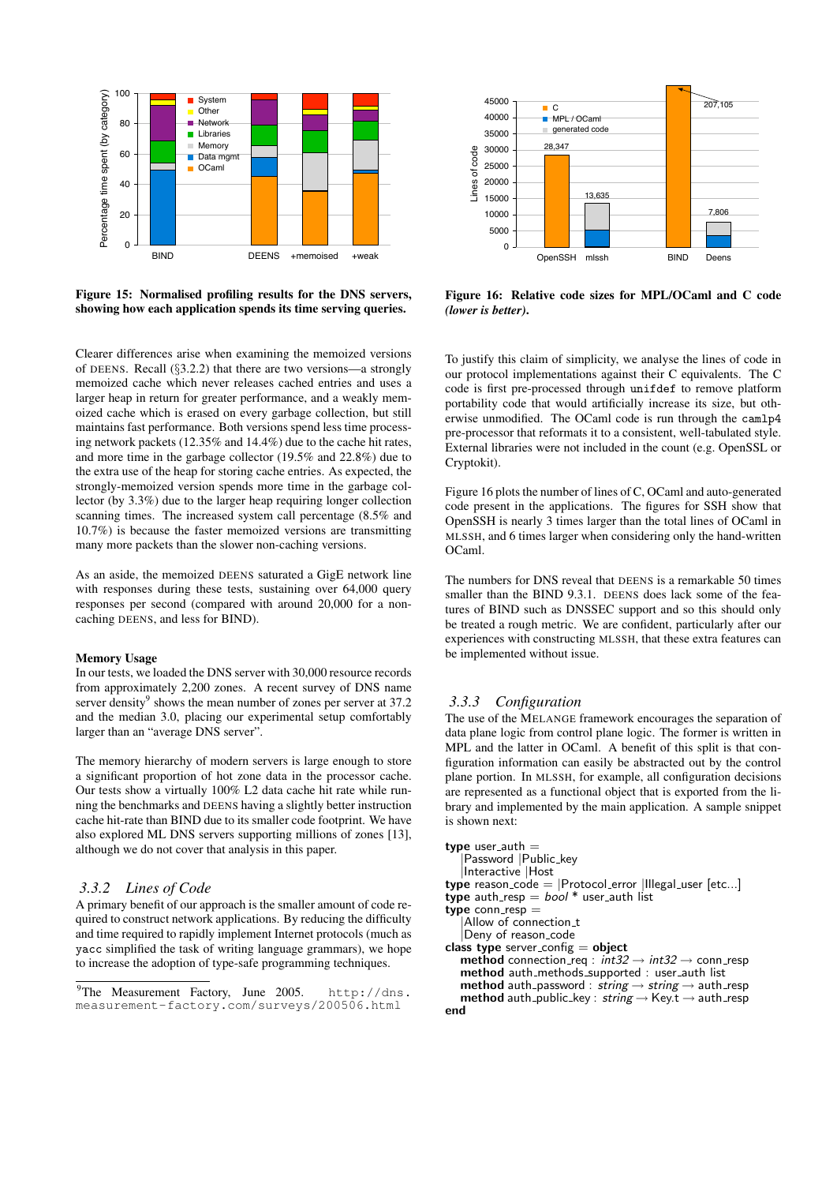100
80
60
40
20
0
Percentage time spent (by category)
System
Other
Network
Libraries
Memory
Data mgmt
OCaml
BIND
DEENS
+memoised
+weak

**Figure 15: Normalised profiling results for the DNS servers, showing how each application spends its time serving queries.**

45000
40000
35000
30000
25000
20000
15000
10000
5000
0
Lines of code
C
MPL / OCaml
generated code
28,347
13,635
207,105
7,806
OpenSSH
mlssh
BIND
Deens

**Figure 16: Relative code sizes for MPL/OCaml and C code *(lower is better)*.**

Clearer differences arise when examining the memoized versions of DEENS. Recall (§3.2.2) that there are two versions—a strongly memoized cache which never releases cached entries and uses a larger heap in return for greater performance, and a weakly memoized cache which is erased on every garbage collection, but still maintains fast performance. Both versions spend less time processing network packets (12.35% and 14.4%) due to the cache hit rates, and more time in the garbage collector (19.5% and 22.8%) due to the extra use of the heap for storing cache entries. As expected, the strongly-memoized version spends more time in the garbage collector (by 3.3%) due to the larger heap requiring longer collection scanning times. The increased system call percentage (8.5% and 10.7%) is because the faster memoized versions are transmitting many more packets than the slower non-caching versions.

As an aside, the memoized DEENS saturated a GigE network line with responses during these tests, sustaining over 64,000 query responses per second (compared with around 20,000 for a non-caching DEENS, and less for BIND).

**Memory Usage**

In our tests, we loaded the DNS server with 30,000 resource records from approximately 2,200 zones. A recent survey of DNS name server density[9] shows the mean number of zones per server at 37.2 and the median 3.0, placing our experimental setup comfortably larger than an "average DNS server".

The memory hierarchy of modern servers is large enough to store a significant proportion of hot zone data in the processor cache. Our tests show a virtually 100% L2 data cache hit rate while running the benchmarks and DEENS having a slightly better instruction cache hit-rate than BIND due to its smaller code footprint. We have also explored ML DNS servers supporting millions of zones [13], although we do not cover that analysis in this paper.

### 3.3.2 *Lines of Code*

A primary benefit of our approach is the smaller amount of code required to construct network applications. By reducing the difficulty and time required to rapidly implement Internet protocols (much as `yacc` simplified the task of writing language grammars), we hope to increase the adoption of type-safe programming techniques.

[9]The Measurement Factory, June 2005. `http://dns.measurement-factory.com/surveys/200506.html`

To justify this claim of simplicity, we analyse the lines of code in our protocol implementations against their C equivalents. The C code is first pre-processed through `unifdef` to remove platform portability code that would artificially increase its size, but otherwise unmodified. The OCaml code is run through the `camlp4` pre-processor that reformats it to a consistent, well-tabulated style. External libraries were not included in the count (e.g. OpenSSL or Cryptokit).

Figure 16 plots the number of lines of C, OCaml and auto-generated code present in the applications. The figures for SSH show that OpenSSH is nearly 3 times larger than the total lines of OCaml in MLSSH, and 6 times larger when considering only the hand-written OCaml.

The numbers for DNS reveal that DEENS is a remarkable 50 times smaller than the BIND 9.3.1. DEENS does lack some of the features of BIND such as DNSSEC support and so this should only be treated a rough metric. We are confident, particularly after our experiences with constructing MLSSH, that these extra features can be implemented without issue.

### 3.3.3 *Configuration*

The use of the MELANGE framework encourages the separation of data plane logic from control plane logic. The former is written in MPL and the latter in OCaml. A benefit of this split is that configuration information can easily be abstracted out by the control plane portion. In MLSSH, for example, all configuration decisions are represented as a functional object that is exported from the library and implemented by the main application. A sample snippet is shown next:

```
type user_auth =
  |Password |Public_key
  |Interactive |Host
type reason_code = |Protocol_error |Illegal_user [etc...]
type auth_resp = bool * user_auth list
type conn_resp =
  |Allow of connection_t
  |Deny of reason_code
class type server_config = object
  method connection_req : int32 → int32 → conn_resp
  method auth_methods_supported : user_auth list
  method auth_password : string → string → auth_resp
  method auth_public_key : string → Key.t → auth_resp
end
```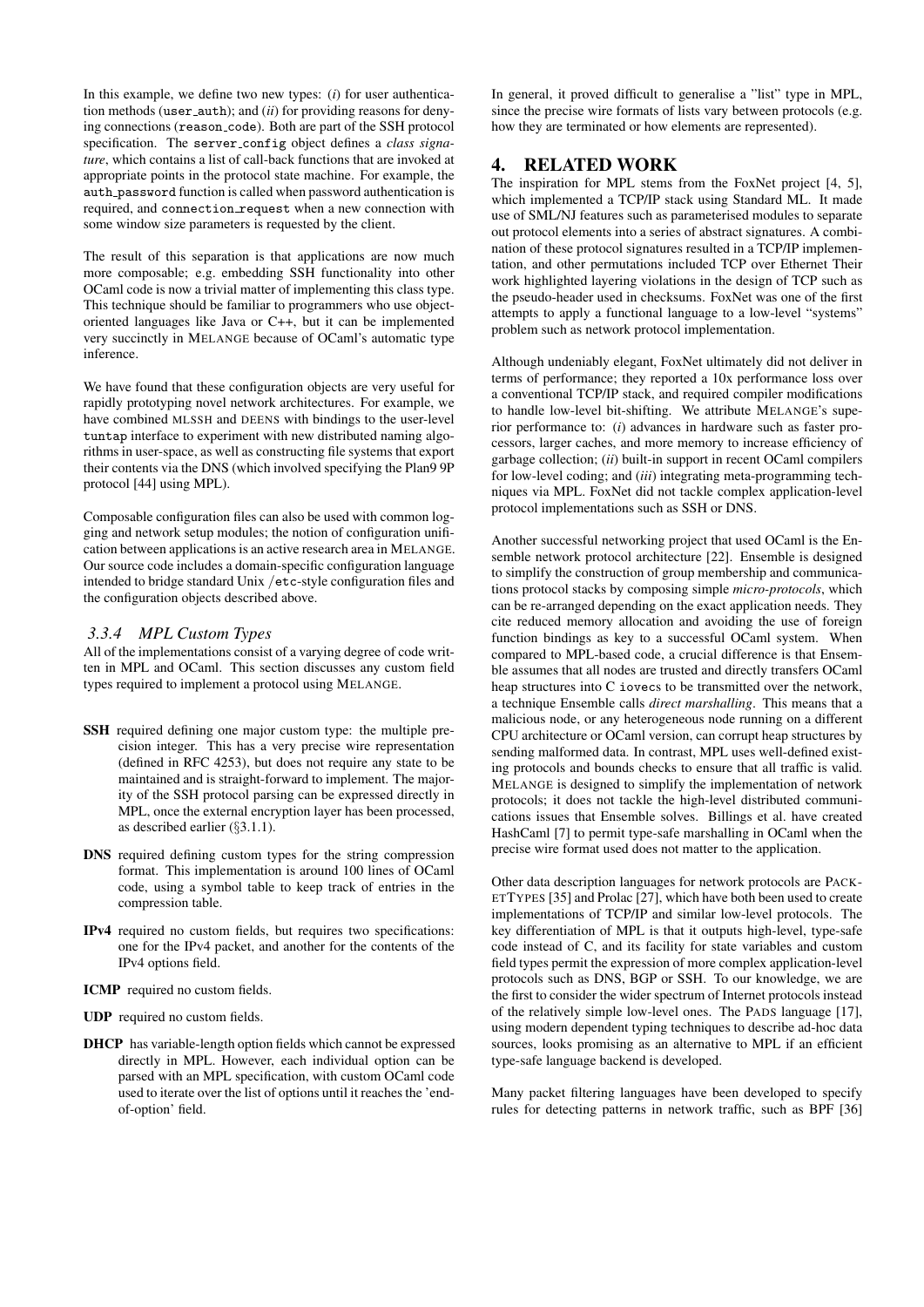In this example, we define two new types: (*i*) for user authentication methods (`user_auth`); and (*ii*) for providing reasons for denying connections (`reason_code`). Both are part of the SSH protocol specification. The `server_config` object defines a *class signature*, which contains a list of call-back functions that are invoked at appropriate points in the protocol state machine. For example, the `auth_password` function is called when password authentication is required, and `connection_request` when a new connection with some window size parameters is requested by the client.

The result of this separation is that applications are now much more composable; e.g. embedding SSH functionality into other OCaml code is now a trivial matter of implementing this class type. This technique should be familiar to programmers who use object-oriented languages like Java or C++, but it can be implemented very succinctly in MELANGE because of OCaml's automatic type inference.

We have found that these configuration objects are very useful for rapidly prototyping novel network architectures. For example, we have combined MLSSH and DEENS with bindings to the user-level `tuntap` interface to experiment with new distributed naming algorithms in user-space, as well as constructing file systems that export their contents via the DNS (which involved specifying the Plan9 9P protocol [44] using MPL).

Composable configuration files can also be used with common logging and network setup modules; the notion of configuration unification between applications is an active research area in MELANGE. Our source code includes a domain-specific configuration language intended to bridge standard Unix /`etc`-style configuration files and the configuration objects described above.

### 3.3.4 MPL Custom Types

All of the implementations consist of a varying degree of code written in MPL and OCaml. This section discusses any custom field types required to implement a protocol using MELANGE.

- **SSH** required defining one major custom type: the multiple precision integer. This has a very precise wire representation (defined in RFC 4253), but does not require any state to be maintained and is straight-forward to implement. The majority of the SSH protocol parsing can be expressed directly in MPL, once the external encryption layer has been processed, as described earlier (§3.1.1).
- **DNS** required defining custom types for the string compression format. This implementation is around 100 lines of OCaml code, using a symbol table to keep track of entries in the compression table.
- **IPv4** required no custom fields, but requires two specifications: one for the IPv4 packet, and another for the contents of the IPv4 options field.
- **ICMP** required no custom fields.
- **UDP** required no custom fields.
- **DHCP** has variable-length option fields which cannot be expressed directly in MPL. However, each individual option can be parsed with an MPL specification, with custom OCaml code used to iterate over the list of options until it reaches the 'end-of-option' field.

In general, it proved difficult to generalise a "list" type in MPL, since the precise wire formats of lists vary between protocols (e.g. how they are terminated or how elements are represented).

## 4. RELATED WORK

The inspiration for MPL stems from the FoxNet project [4, 5], which implemented a TCP/IP stack using Standard ML. It made use of SML/NJ features such as parameterised modules to separate out protocol elements into a series of abstract signatures. A combination of these protocol signatures resulted in a TCP/IP implementation, and other permutations included TCP over Ethernet Their work highlighted layering violations in the design of TCP such as the pseudo-header used in checksums. FoxNet was one of the first attempts to apply a functional language to a low-level "systems" problem such as network protocol implementation.

Although undeniably elegant, FoxNet ultimately did not deliver in terms of performance; they reported a 10x performance loss over a conventional TCP/IP stack, and required compiler modifications to handle low-level bit-shifting. We attribute MELANGE's superior performance to: (*i*) advances in hardware such as faster processors, larger caches, and more memory to increase efficiency of garbage collection; (*ii*) built-in support in recent OCaml compilers for low-level coding; and (*iii*) integrating meta-programming techniques via MPL. FoxNet did not tackle complex application-level protocol implementations such as SSH or DNS.

Another successful networking project that used OCaml is the Ensemble network protocol architecture [22]. Ensemble is designed to simplify the construction of group membership and communications protocol stacks by composing simple *micro-protocols*, which can be re-arranged depending on the exact application needs. They cite reduced memory allocation and avoiding the use of foreign function bindings as key to a successful OCaml system. When compared to MPL-based code, a crucial difference is that Ensemble assumes that all nodes are trusted and directly transfers OCaml heap structures into C `iovecs` to be transmitted over the network, a technique Ensemble calls *direct marshalling*. This means that a malicious node, or any heterogeneous node running on a different CPU architecture or OCaml version, can corrupt heap structures by sending malformed data. In contrast, MPL uses well-defined existing protocols and bounds checks to ensure that all traffic is valid. MELANGE is designed to simplify the implementation of network protocols; it does not tackle the high-level distributed communications issues that Ensemble solves. Billings et al. have created HashCaml [7] to permit type-safe marshalling in OCaml when the precise wire format used does not matter to the application.

Other data description languages for network protocols are PACKETTYPES [35] and Prolac [27], which have both been used to create implementations of TCP/IP and similar low-level protocols. The key differentiation of MPL is that it outputs high-level, type-safe code instead of C, and its facility for state variables and custom field types permit the expression of more complex application-level protocols such as DNS, BGP or SSH. To our knowledge, we are the first to consider the wider spectrum of Internet protocols instead of the relatively simple low-level ones. The PADS language [17], using modern dependent typing techniques to describe ad-hoc data sources, looks promising as an alternative to MPL if an efficient type-safe language backend is developed.

Many packet filtering languages have been developed to specify rules for detecting patterns in network traffic, such as BPF [36]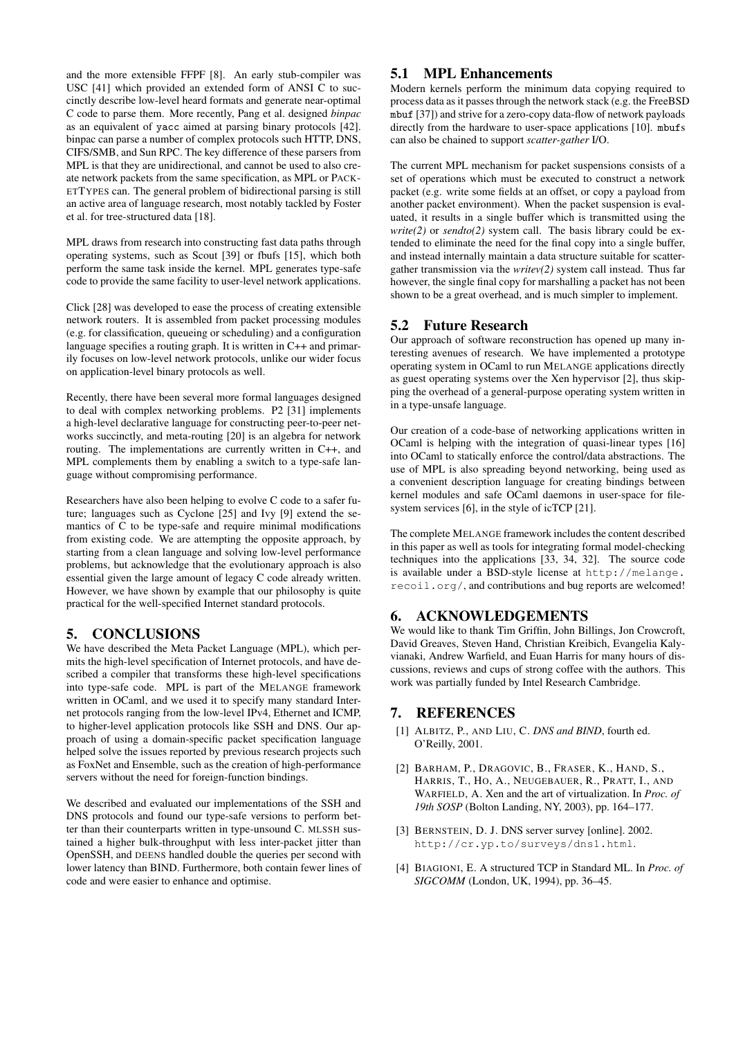and the more extensible FFPF [8]. An early stub-compiler was USC [41] which provided an extended form of ANSI C to succinctly describe low-level heard formats and generate near-optimal C code to parse them. More recently, Pang et al. designed *binpac* as an equivalent of yacc aimed at parsing binary protocols [42]. binpac can parse a number of complex protocols such HTTP, DNS, CIFS/SMB, and Sun RPC. The key difference of these parsers from MPL is that they are unidirectional, and cannot be used to also create network packets from the same specification, as MPL or PACKETTYPES can. The general problem of bidirectional parsing is still an active area of language research, most notably tackled by Foster et al. for tree-structured data [18].

MPL draws from research into constructing fast data paths through operating systems, such as Scout [39] or fbufs [15], which both perform the same task inside the kernel. MPL generates type-safe code to provide the same facility to user-level network applications.

Click [28] was developed to ease the process of creating extensible network routers. It is assembled from packet processing modules (e.g. for classification, queueing or scheduling) and a configuration language specifies a routing graph. It is written in C++ and primarily focuses on low-level network protocols, unlike our wider focus on application-level binary protocols as well.

Recently, there have been several more formal languages designed to deal with complex networking problems. P2 [31] implements a high-level declarative language for constructing peer-to-peer networks succinctly, and meta-routing [20] is an algebra for network routing. The implementations are currently written in C++, and MPL complements them by enabling a switch to a type-safe language without compromising performance.

Researchers have also been helping to evolve C code to a safer future; languages such as Cyclone [25] and Ivy [9] extend the semantics of C to be type-safe and require minimal modifications from existing code. We are attempting the opposite approach, by starting from a clean language and solving low-level performance problems, but acknowledge that the evolutionary approach is also essential given the large amount of legacy C code already written. However, we have shown by example that our philosophy is quite practical for the well-specified Internet standard protocols.

# 5. CONCLUSIONS

We have described the Meta Packet Language (MPL), which permits the high-level specification of Internet protocols, and have described a compiler that transforms these high-level specifications into type-safe code. MPL is part of the MELANGE framework written in OCaml, and we used it to specify many standard Internet protocols ranging from the low-level IPv4, Ethernet and ICMP, to higher-level application protocols like SSH and DNS. Our approach of using a domain-specific packet specification language helped solve the issues reported by previous research projects such as FoxNet and Ensemble, such as the creation of high-performance servers without the need for foreign-function bindings.

We described and evaluated our implementations of the SSH and DNS protocols and found our type-safe versions to perform better than their counterparts written in type-unsound C. MLSSH sustained a higher bulk-throughput with less inter-packet jitter than OpenSSH, and DEENS handled double the queries per second with lower latency than BIND. Furthermore, both contain fewer lines of code and were easier to enhance and optimise.

## 5.1 MPL Enhancements

Modern kernels perform the minimum data copying required to process data as it passes through the network stack (e.g. the FreeBSD mbuf [37]) and strive for a zero-copy data-flow of network payloads directly from the hardware to user-space applications [10]. mbufs can also be chained to support *scatter-gather* I/O.

The current MPL mechanism for packet suspensions consists of a set of operations which must be executed to construct a network packet (e.g. write some fields at an offset, or copy a payload from another packet environment). When the packet suspension is evaluated, it results in a single buffer which is transmitted using the *write(2)* or *sendto(2)* system call. The basis library could be extended to eliminate the need for the final copy into a single buffer, and instead internally maintain a data structure suitable for scatter-gather transmission via the *writev(2)* system call instead. Thus far however, the single final copy for marshalling a packet has not been shown to be a great overhead, and is much simpler to implement.

## 5.2 Future Research

Our approach of software reconstruction has opened up many interesting avenues of research. We have implemented a prototype operating system in OCaml to run MELANGE applications directly as guest operating systems over the Xen hypervisor [2], thus skipping the overhead of a general-purpose operating system written in in a type-unsafe language.

Our creation of a code-base of networking applications written in OCaml is helping with the integration of quasi-linear types [16] into OCaml to statically enforce the control/data abstractions. The use of MPL is also spreading beyond networking, being used as a convenient description language for creating bindings between kernel modules and safe OCaml daemons in user-space for filesystem services [6], in the style of icTCP [21].

The complete MELANGE framework includes the content described in this paper as well as tools for integrating formal model-checking techniques into the applications [33, 34, 32]. The source code is available under a BSD-style license at http://melange.recoil.org/, and contributions and bug reports are welcomed!

# 6. ACKNOWLEDGEMENTS

We would like to thank Tim Griffin, John Billings, Jon Crowcroft, David Greaves, Steven Hand, Christian Kreibich, Evangelia Kalyvianaki, Andrew Warfield, and Euan Harris for many hours of discussions, reviews and cups of strong coffee with the authors. This work was partially funded by Intel Research Cambridge.

# 7. REFERENCES

[1] ALBITZ, P., AND LIU, C. *DNS and BIND*, fourth ed. O'Reilly, 2001.

[2] BARHAM, P., DRAGOVIC, B., FRASER, K., HAND, S., HARRIS, T., HO, A., NEUGEBAUER, R., PRATT, I., AND WARFIELD, A. Xen and the art of virtualization. In *Proc. of 19th SOSP* (Bolton Landing, NY, 2003), pp. 164–177.

[3] BERNSTEIN, D. J. DNS server survey [online]. 2002. http://cr.yp.to/surveys/dns1.html.

[4] BIAGIONI, E. A structured TCP in Standard ML. In *Proc. of SIGCOMM* (London, UK, 1994), pp. 36–45.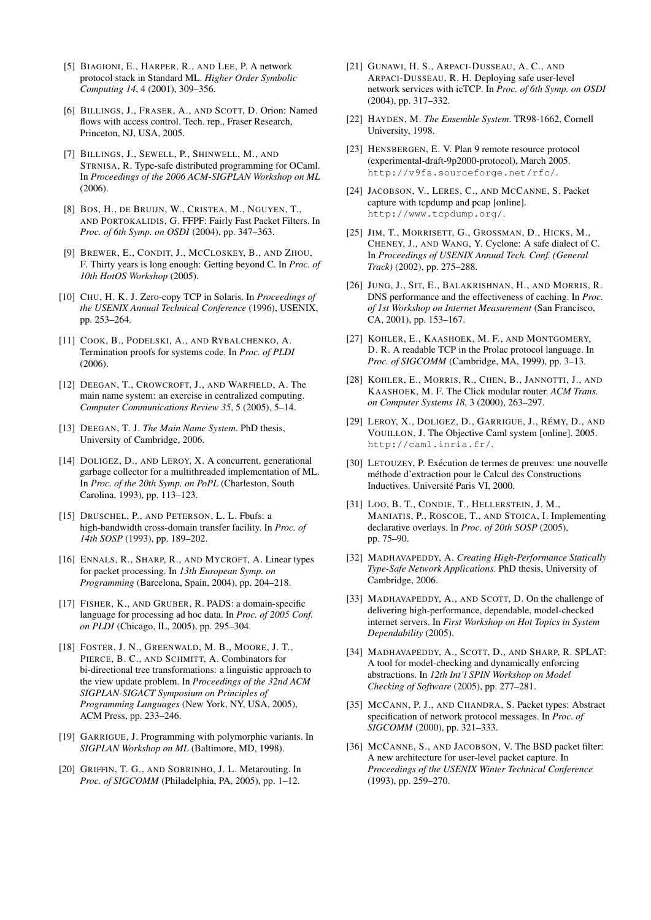[5] BIAGIONI, E., HARPER, R., AND LEE, P. A network protocol stack in Standard ML. *Higher Order Symbolic Computing 14*, 4 (2001), 309–356.

[6] BILLINGS, J., FRASER, A., AND SCOTT, D. Orion: Named flows with access control. Tech. rep., Fraser Research, Princeton, NJ, USA, 2005.

[7] BILLINGS, J., SEWELL, P., SHINWELL, M., AND STRNISA, R. Type-safe distributed programming for OCaml. In *Proceedings of the 2006 ACM-SIGPLAN Workshop on ML* (2006).

[8] BOS, H., DE BRUIJN, W., CRISTEA, M., NGUYEN, T., AND PORTOKALIDIS, G. FFPF: Fairly Fast Packet Filters. In *Proc. of 6th Symp. on OSDI* (2004), pp. 347–363.

[9] BREWER, E., CONDIT, J., MCCLOSKEY, B., AND ZHOU, F. Thirty years is long enough: Getting beyond C. In *Proc. of 10th HotOS Workshop* (2005).

[10] CHU, H. K. J. Zero-copy TCP in Solaris. In *Proceedings of the USENIX Annual Technical Conference* (1996), USENIX, pp. 253–264.

[11] COOK, B., PODELSKI, A., AND RYBALCHENKO, A. Termination proofs for systems code. In *Proc. of PLDI* (2006).

[12] DEEGAN, T., CROWCROFT, J., AND WARFIELD, A. The main name system: an exercise in centralized computing. *Computer Communications Review 35*, 5 (2005), 5–14.

[13] DEEGAN, T. J. *The Main Name System*. PhD thesis, University of Cambridge, 2006.

[14] DOLIGEZ, D., AND LEROY, X. A concurrent, generational garbage collector for a multithreaded implementation of ML. In *Proc. of the 20th Symp. on PoPL* (Charleston, South Carolina, 1993), pp. 113–123.

[15] DRUSCHEL, P., AND PETERSON, L. L. Fbufs: a high-bandwidth cross-domain transfer facility. In *Proc. of 14th SOSP* (1993), pp. 189–202.

[16] ENNALS, R., SHARP, R., AND MYCROFT, A. Linear types for packet processing. In *13th European Symp. on Programming* (Barcelona, Spain, 2004), pp. 204–218.

[17] FISHER, K., AND GRUBER, R. PADS: a domain-specific language for processing ad hoc data. In *Proc. of 2005 Conf. on PLDI* (Chicago, IL, 2005), pp. 295–304.

[18] FOSTER, J. N., GREENWALD, M. B., MOORE, J. T., PIERCE, B. C., AND SCHMITT, A. Combinators for bi-directional tree transformations: a linguistic approach to the view update problem. In *Proceedings of the 32nd ACM SIGPLAN-SIGACT Symposium on Principles of Programming Languages* (New York, NY, USA, 2005), ACM Press, pp. 233–246.

[19] GARRIGUE, J. Programming with polymorphic variants. In *SIGPLAN Workshop on ML* (Baltimore, MD, 1998).

[20] GRIFFIN, T. G., AND SOBRINHO, J. L. Metarouting. In *Proc. of SIGCOMM* (Philadelphia, PA, 2005), pp. 1–12.

[21] GUNAWI, H. S., ARPACI-DUSSEAU, A. C., AND ARPACI-DUSSEAU, R. H. Deploying safe user-level network services with icTCP. In *Proc. of 6th Symp. on OSDI* (2004), pp. 317–332.

[22] HAYDEN, M. *The Ensemble System*. TR98-1662, Cornell University, 1998.

[23] HENSBERGEN, E. V. Plan 9 remote resource protocol (experimental-draft-9p2000-protocol), March 2005. `http://v9fs.sourceforge.net/rfc/`.

[24] JACOBSON, V., LERES, C., AND MCCANNE, S. Packet capture with tcpdump and pcap [online]. `http://www.tcpdump.org/`.

[25] JIM, T., MORRISETT, G., GROSSMAN, D., HICKS, M., CHENEY, J., AND WANG, Y. Cyclone: A safe dialect of C. In *Proceedings of USENIX Annual Tech. Conf. (General Track)* (2002), pp. 275–288.

[26] JUNG, J., SIT, E., BALAKRISHNAN, H., AND MORRIS, R. DNS performance and the effectiveness of caching. In *Proc. of 1st Workshop on Internet Measurement* (San Francisco, CA, 2001), pp. 153–167.

[27] KOHLER, E., KAASHOEK, M. F., AND MONTGOMERY, D. R. A readable TCP in the Prolac protocol language. In *Proc. of SIGCOMM* (Cambridge, MA, 1999), pp. 3–13.

[28] KOHLER, E., MORRIS, R., CHEN, B., JANNOTTI, J., AND KAASHOEK, M. F. The Click modular router. *ACM Trans. on Computer Systems 18*, 3 (2000), 263–297.

[29] LEROY, X., DOLIGEZ, D., GARRIGUE, J., RÉMY, D., AND VOUILLON, J. The Objective Caml system [online]. 2005. `http://caml.inria.fr/`.

[30] LETOUZEY, P. Exécution de termes de preuves: une nouvelle méthode d'extraction pour le Calcul des Constructions Inductives. Université Paris VI, 2000.

[31] LOO, B. T., CONDIE, T., HELLERSTEIN, J. M., MANIATIS, P., ROSCOE, T., AND STOICA, I. Implementing declarative overlays. In *Proc. of 20th SOSP* (2005), pp. 75–90.

[32] MADHAVAPEDDY, A. *Creating High-Performance Statically Type-Safe Network Applications*. PhD thesis, University of Cambridge, 2006.

[33] MADHAVAPEDDY, A., AND SCOTT, D. On the challenge of delivering high-performance, dependable, model-checked internet servers. In *First Workshop on Hot Topics in System Dependability* (2005).

[34] MADHAVAPEDDY, A., SCOTT, D., AND SHARP, R. SPLAT: A tool for model-checking and dynamically enforcing abstractions. In *12th Int'l SPIN Workshop on Model Checking of Software* (2005), pp. 277–281.

[35] MCCANN, P. J., AND CHANDRA, S. Packet types: Abstract specification of network protocol messages. In *Proc. of SIGCOMM* (2000), pp. 321–333.

[36] MCCANNE, S., AND JACOBSON, V. The BSD packet filter: A new architecture for user-level packet capture. In *Proceedings of the USENIX Winter Technical Conference* (1993), pp. 259–270.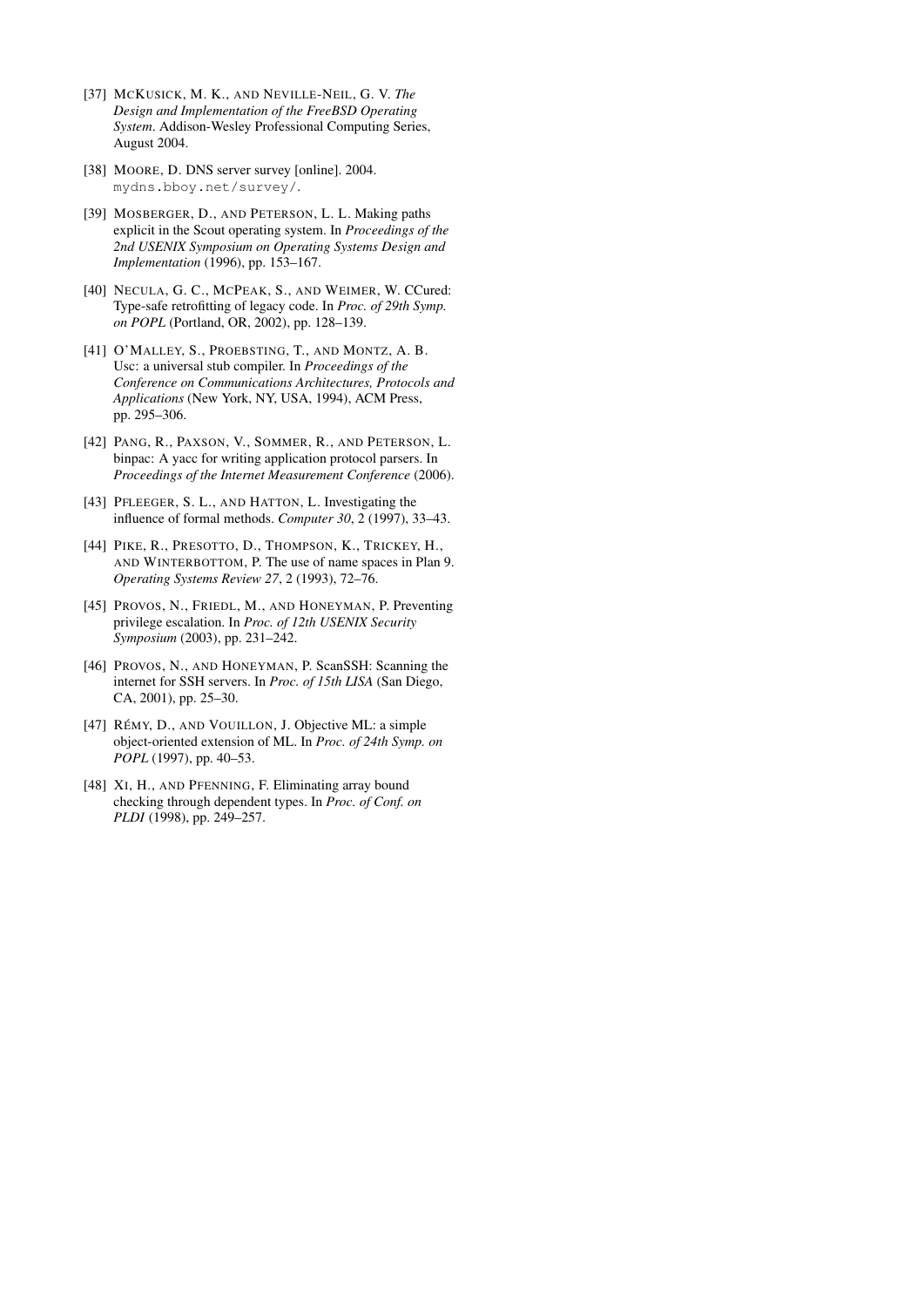[37] MCKUSICK, M. K., AND NEVILLE-NEIL, G. V. *The Design and Implementation of the FreeBSD Operating System*. Addison-Wesley Professional Computing Series, August 2004.

[38] MOORE, D. DNS server survey [online]. 2004. `mydns.bboy.net/survey/`.

[39] MOSBERGER, D., AND PETERSON, L. L. Making paths explicit in the Scout operating system. In *Proceedings of the 2nd USENIX Symposium on Operating Systems Design and Implementation* (1996), pp. 153–167.

[40] NECULA, G. C., MCPEAK, S., AND WEIMER, W. CCured: Type-safe retrofitting of legacy code. In *Proc. of 29th Symp. on POPL* (Portland, OR, 2002), pp. 128–139.

[41] O'MALLEY, S., PROEBSTING, T., AND MONTZ, A. B. Usc: a universal stub compiler. In *Proceedings of the Conference on Communications Architectures, Protocols and Applications* (New York, NY, USA, 1994), ACM Press, pp. 295–306.

[42] PANG, R., PAXSON, V., SOMMER, R., AND PETERSON, L. binpac: A yacc for writing application protocol parsers. In *Proceedings of the Internet Measurement Conference* (2006).

[43] PFLEEGER, S. L., AND HATTON, L. Investigating the influence of formal methods. *Computer 30*, 2 (1997), 33–43.

[44] PIKE, R., PRESOTTO, D., THOMPSON, K., TRICKEY, H., AND WINTERBOTTOM, P. The use of name spaces in Plan 9. *Operating Systems Review 27*, 2 (1993), 72–76.

[45] PROVOS, N., FRIEDL, M., AND HONEYMAN, P. Preventing privilege escalation. In *Proc. of 12th USENIX Security Symposium* (2003), pp. 231–242.

[46] PROVOS, N., AND HONEYMAN, P. ScanSSH: Scanning the internet for SSH servers. In *Proc. of 15th LISA* (San Diego, CA, 2001), pp. 25–30.

[47] RÉMY, D., AND VOUILLON, J. Objective ML: a simple object-oriented extension of ML. In *Proc. of 24th Symp. on POPL* (1997), pp. 40–53.

[48] XI, H., AND PFENNING, F. Eliminating array bound checking through dependent types. In *Proc. of Conf. on PLDI* (1998), pp. 249–257.